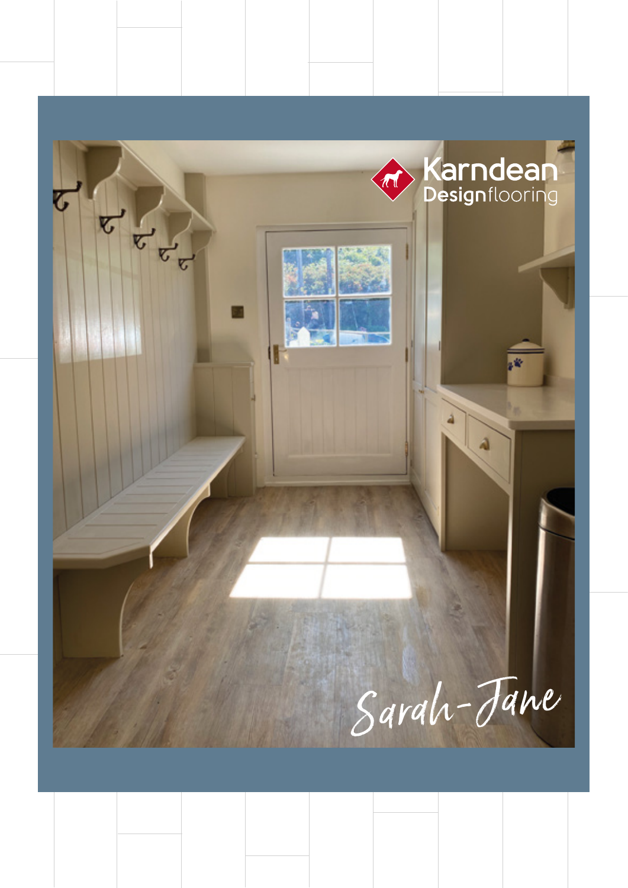Karndean Designflooring

Sarah-Jane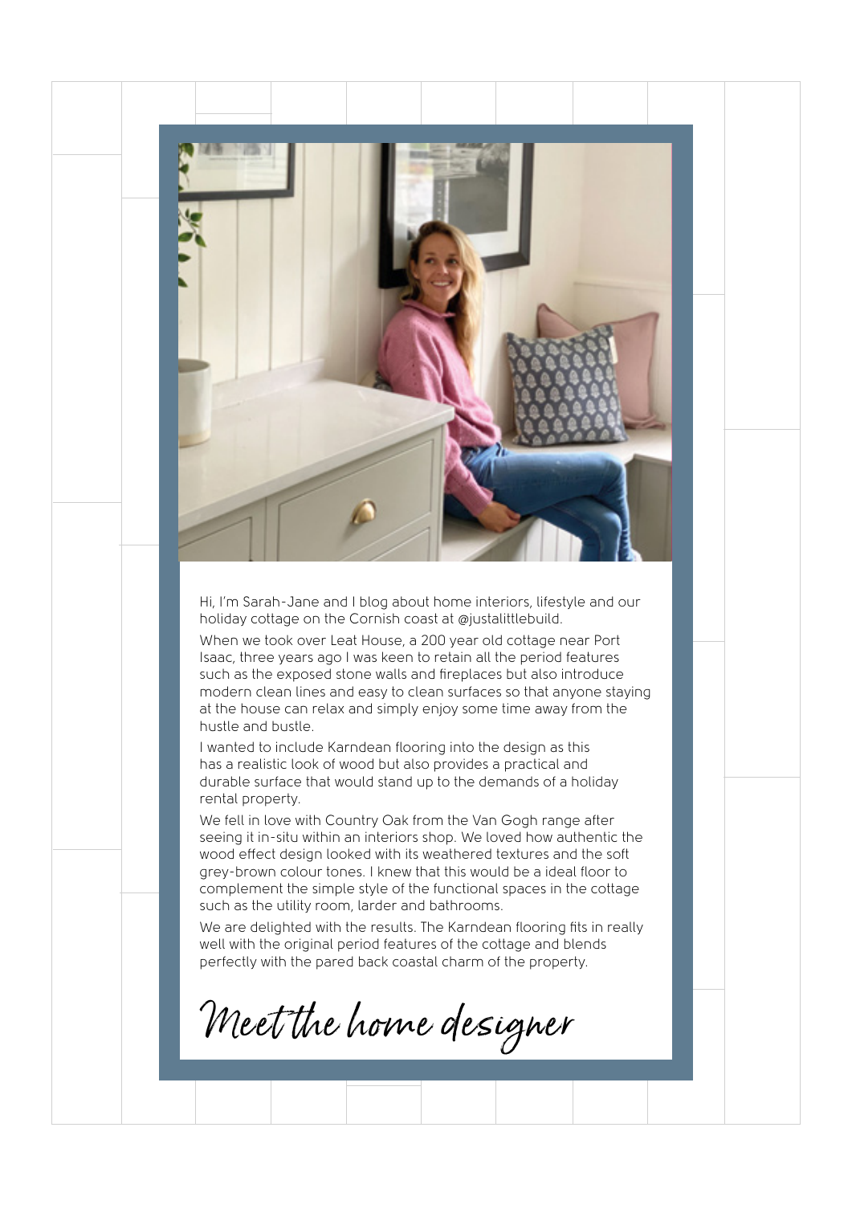Hi, I'm Sarah-Jane and I blog about home interiors, lifestyle and our holiday cottage on the Cornish coast at @justalittlebuild.

When we took over Leat House, a 200 year old cottage near Port Isaac, three years ago I was keen to retain all the period features such as the exposed stone walls and fireplaces but also introduce modern clean lines and easy to clean surfaces so that anyone staying at the house can relax and simply enjoy some time away from the hustle and bustle.

I wanted to include Karndean flooring into the design as this has a realistic look of wood but also provides a practical and durable surface that would stand up to the demands of a holiday rental property.

We fell in love with Country Oak from the Van Gogh range after seeing it in-situ within an interiors shop. We loved how authentic the wood effect design looked with its weathered textures and the soft grey-brown colour tones. I knew that this would be a ideal floor to complement the simple style of the functional spaces in the cottage such as the utility room, larder and bathrooms.

We are delighted with the results. The Karndean flooring fits in really well with the original period features of the cottage and blends perfectly with the pared back coastal charm of the property.

# Meet the home designer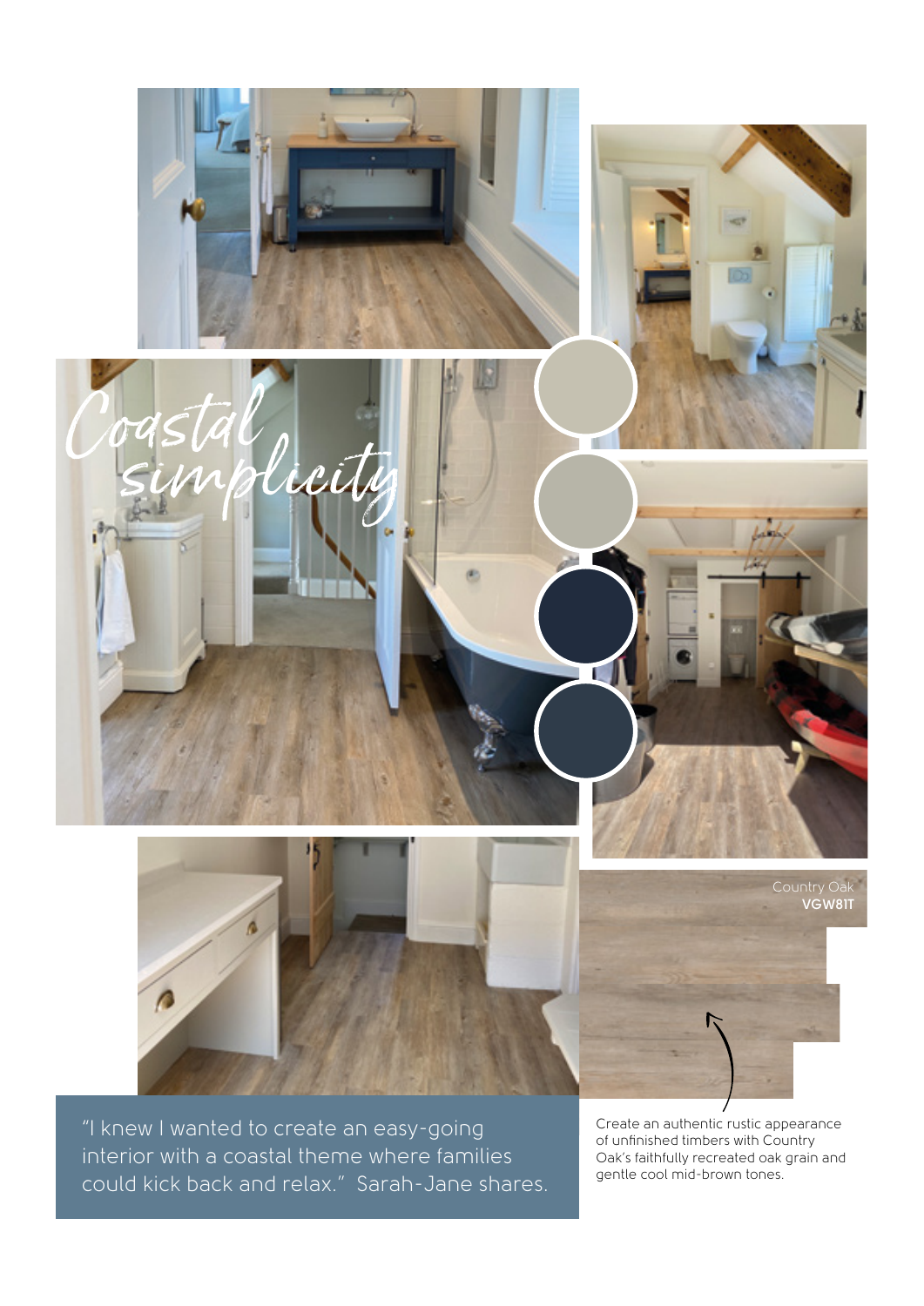# *Coastal simplicity*

Country Oak
**VGW81T**

Create an authentic rustic appearance of unfinished timbers with Country Oak's faithfully recreated oak grain and gentle cool mid-brown tones.

"I knew I wanted to create an easy-going interior with a coastal theme where families could kick back and relax." Sarah-Jane shares.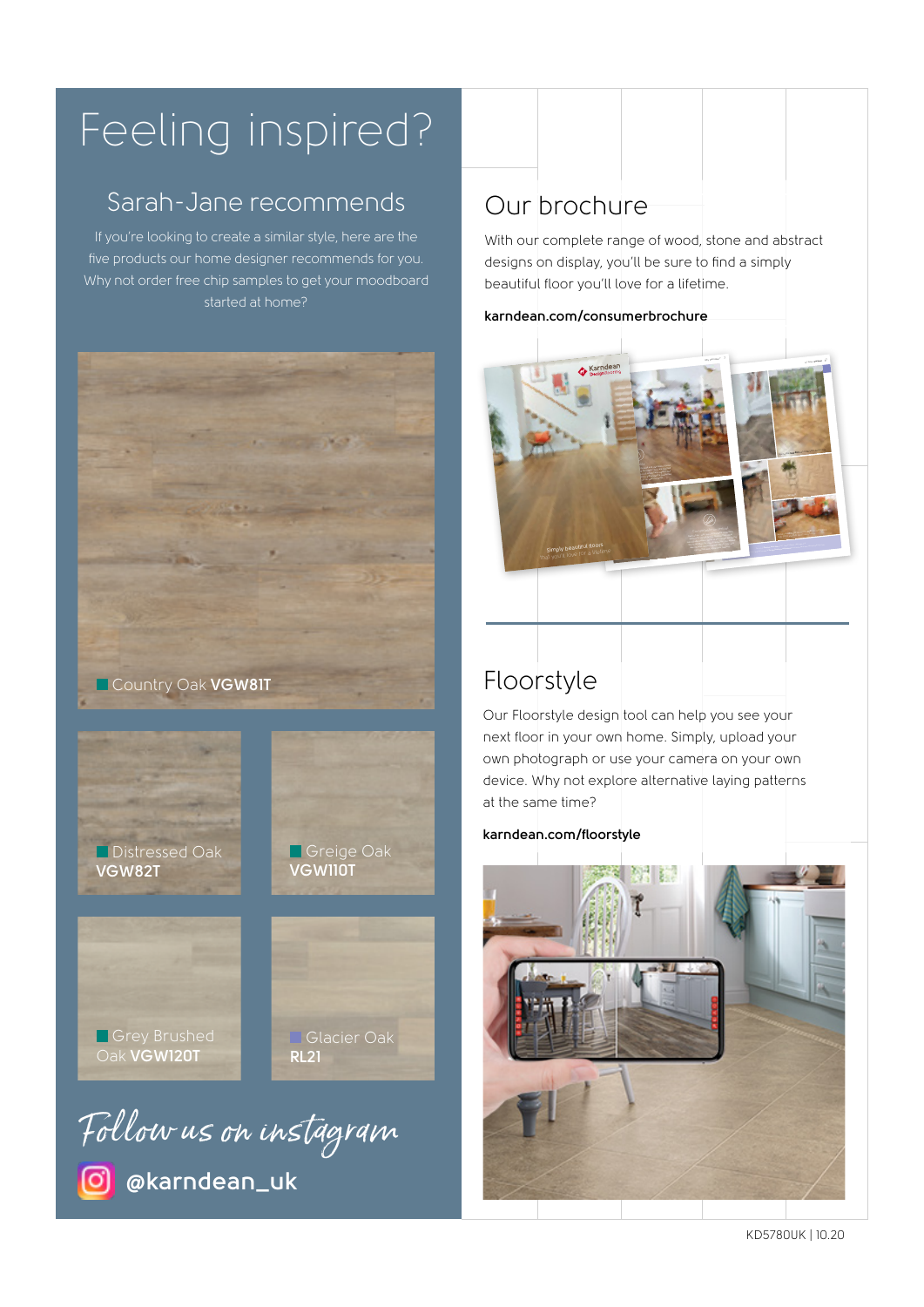# Feeling inspired?

## Sarah-Jane recommends

If you're looking to create a similar style, here are the five products our home designer recommends for you. Why not order free chip samples to get your moodboard started at home?

Country Oak **VGW81T**

Distressed Oak **VGW82T**

Greige Oak **VGW110T**

Grey Brushed Oak **VGW120T**

Glacier Oak **RL21**

*Follow us on instagram*

**@karndean_uk**

## Our brochure

With our complete range of wood, stone and abstract designs on display, you'll be sure to find a simply beautiful floor you'll love for a lifetime.

**karndean.com/consumerbrochure**

## Floorstyle

Our Floorstyle design tool can help you see your next floor in your own home. Simply, upload your own photograph or use your camera on your own device. Why not explore alternative laying patterns at the same time?

**karndean.com/floorstyle**

KD5780UK | 10.20